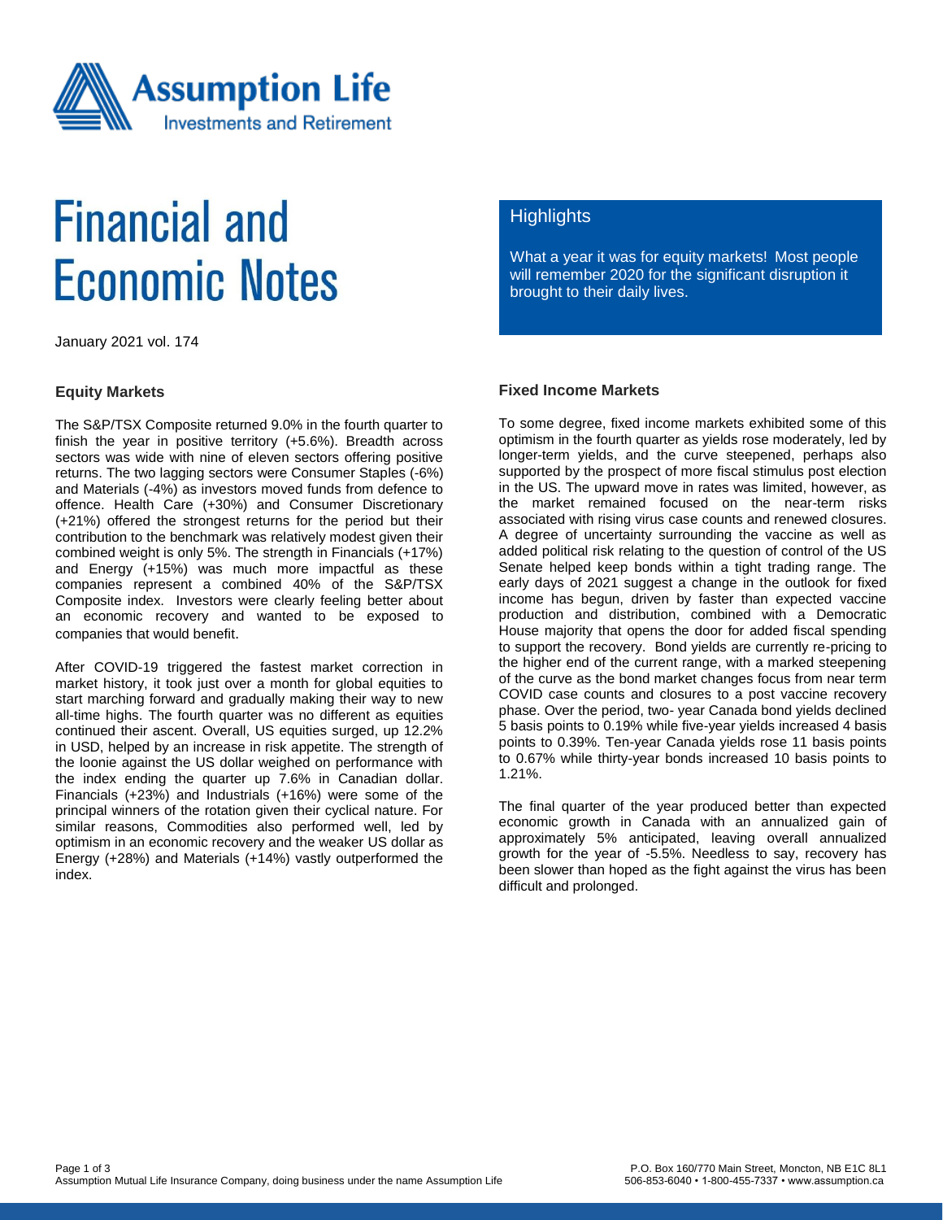# Financial and Economic Notes

January 2021 vol. 174

## Highlights

What a year it was for equity markets! Most people will remember 2020 for the significant disruption it brought to their daily lives.

### Equity Markets

The S&P/TSX Composite returned 9.0% in the fourth quarter to finish the year in positive territory (+5.6%). Breadth across sectors was wide with nine of eleven sectors offering positive returns. The two lagging sectors were Consumer Staples (-6%) and Materials (-4%) as investors moved funds from defence to offence. Health Care (+30%) and Consumer Discretionary (+21%) offered the strongest returns for the period but their contribution to the benchmark was relatively modest given their combined weight is only 5%. The strength in Financials (+17%) and Energy (+15%) was much more impactful as these companies represent a combined 40% of the S&P/TSX Composite index. Investors were clearly feeling better about an economic recovery and wanted to be exposed to companies that would benefit.

After COVID-19 triggered the fastest market correction in market history, it took just over a month for global equities to start marching forward and gradually making their way to new all-time highs. The fourth quarter was no different as equities continued their ascent. Overall, US equities surged, up 12.2% in USD, helped by an increase in risk appetite. The strength of the loonie against the US dollar weighed on performance with the index ending the quarter up 7.6% in Canadian dollar. Financials (+23%) and Industrials (+16%) were some of the principal winners of the rotation given their cyclical nature. For similar reasons, Commodities also performed well, led by optimism in an economic recovery and the weaker US dollar as Energy (+28%) and Materials (+14%) vastly outperformed the index.

### Fixed Income Markets

To some degree, fixed income markets exhibited some of this optimism in the fourth quarter as yields rose moderately, led by longer-term yields, and the curve steepened, perhaps also supported by the prospect of more fiscal stimulus post election in the US. The upward move in rates was limited, however, as the market remained focused on the near-term risks associated with rising virus case counts and renewed closures. A degree of uncertainty surrounding the vaccine as well as added political risk relating to the question of control of the US Senate helped keep bonds within a tight trading range. The early days of 2021 suggest a change in the outlook for fixed income has begun, driven by faster than expected vaccine production and distribution, combined with a Democratic House majority that opens the door for added fiscal spending to support the recovery. Bond yields are currently re-pricing to the higher end of the current range, with a marked steepening of the curve as the bond market changes focus from near term COVID case counts and closures to a post vaccine recovery phase. Over the period, two- year Canada bond yields declined 5 basis points to 0.19% while five-year yields increased 4 basis points to 0.39%. Ten-year Canada yields rose 11 basis points to 0.67% while thirty-year bonds increased 10 basis points to 1.21%.

The final quarter of the year produced better than expected economic growth in Canada with an annualized gain of approximately 5% anticipated, leaving overall annualized growth for the year of -5.5%. Needless to say, recovery has been slower than hoped as the fight against the virus has been difficult and prolonged.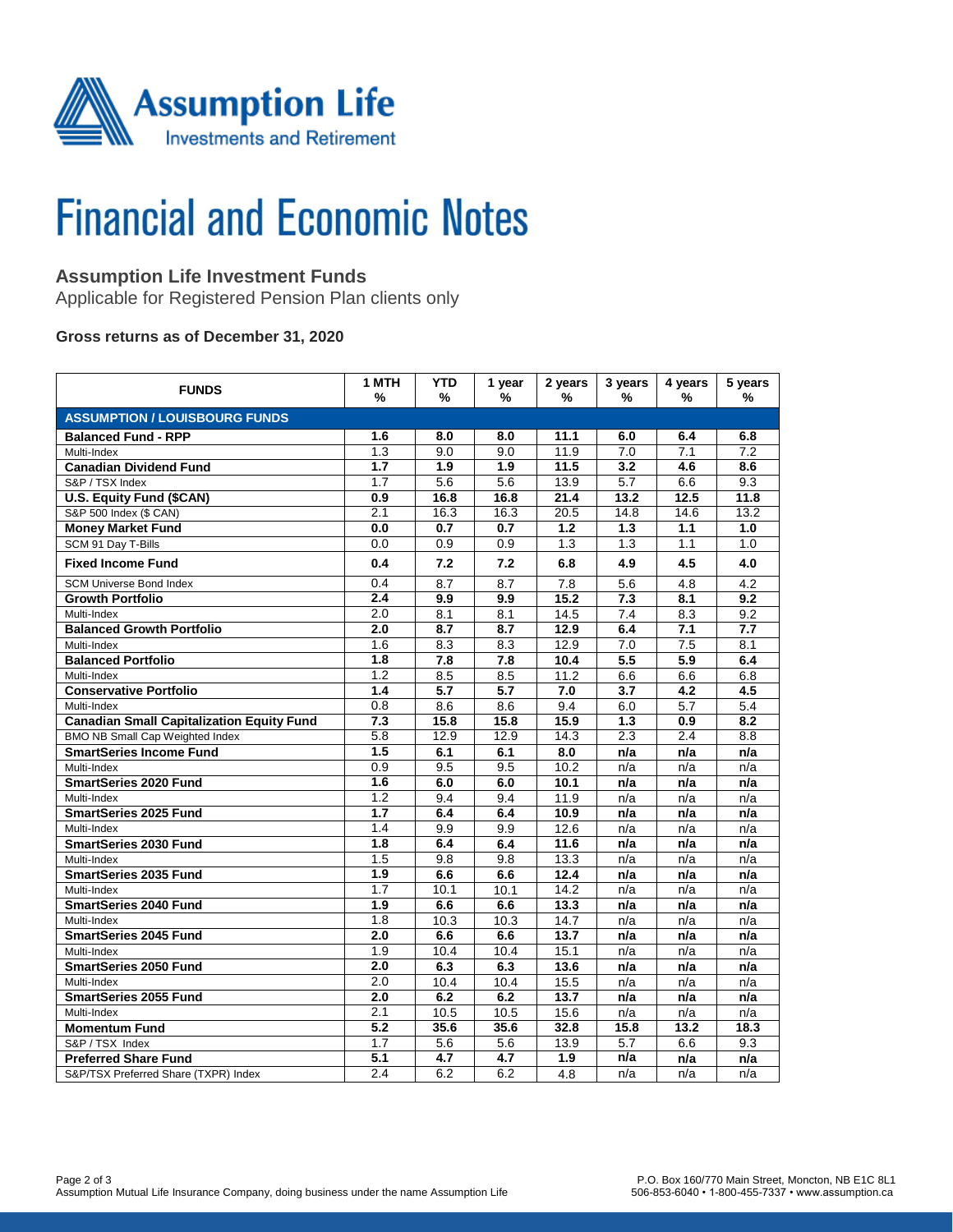# Financial and Economic Notes

## Assumption Life Investment Funds

Applicable for Registered Pension Plan clients only

### Gross returns as of December 31, 2020

| FUNDS | 1 MTH % | YTD % | 1 year % | 2 years % | 3 years % | 4 years % | 5 years % |
|---|---|---|---|---|---|---|---|
| **ASSUMPTION / LOUISBOURG FUNDS** | | | | | | | |
| **Balanced Fund - RPP** | **1.6** | **8.0** | **8.0** | **11.1** | **6.0** | **6.4** | **6.8** |
| Multi-Index | 1.3 | 9.0 | 9.0 | 11.9 | 7.0 | 7.1 | 7.2 |
| **Canadian Dividend Fund** | **1.7** | **1.9** | **1.9** | **11.5** | **3.2** | **4.6** | **8.6** |
| S&P / TSX Index | 1.7 | 5.6 | 5.6 | 13.9 | 5.7 | 6.6 | 9.3 |
| **U.S. Equity Fund ($CAN)** | **0.9** | **16.8** | **16.8** | **21.4** | **13.2** | **12.5** | **11.8** |
| S&P 500 Index ($ CAN) | 2.1 | 16.3 | 16.3 | 20.5 | 14.8 | 14.6 | 13.2 |
| **Money Market Fund** | **0.0** | **0.7** | **0.7** | **1.2** | **1.3** | **1.1** | **1.0** |
| SCM 91 Day T-Bills | 0.0 | 0.9 | 0.9 | 1.3 | 1.3 | 1.1 | 1.0 |
| **Fixed Income Fund** | **0.4** | **7.2** | **7.2** | **6.8** | **4.9** | **4.5** | **4.0** |
| SCM Universe Bond Index | 0.4 | 8.7 | 8.7 | 7.8 | 5.6 | 4.8 | 4.2 |
| **Growth Portfolio** | **2.4** | **9.9** | **9.9** | **15.2** | **7.3** | **8.1** | **9.2** |
| Multi-Index | 2.0 | 8.1 | 8.1 | 14.5 | 7.4 | 8.3 | 9.2 |
| **Balanced Growth Portfolio** | **2.0** | **8.7** | **8.7** | **12.9** | **6.4** | **7.1** | **7.7** |
| Multi-Index | 1.6 | 8.3 | 8.3 | 12.9 | 7.0 | 7.5 | 8.1 |
| **Balanced Portfolio** | **1.8** | **7.8** | **7.8** | **10.4** | **5.5** | **5.9** | **6.4** |
| Multi-Index | 1.2 | 8.5 | 8.5 | 11.2 | 6.6 | 6.6 | 6.8 |
| **Conservative Portfolio** | **1.4** | **5.7** | **5.7** | **7.0** | **3.7** | **4.2** | **4.5** |
| Multi-Index | 0.8 | 8.6 | 8.6 | 9.4 | 6.0 | 5.7 | 5.4 |
| **Canadian Small Capitalization Equity Fund** | **7.3** | **15.8** | **15.8** | **15.9** | **1.3** | **0.9** | **8.2** |
| BMO NB Small Cap Weighted Index | 5.8 | 12.9 | 12.9 | 14.3 | 2.3 | 2.4 | 8.8 |
| **SmartSeries Income Fund** | **1.5** | **6.1** | **6.1** | **8.0** | **n/a** | **n/a** | **n/a** |
| Multi-Index | 0.9 | 9.5 | 9.5 | 10.2 | n/a | n/a | n/a |
| **SmartSeries 2020 Fund** | **1.6** | **6.0** | **6.0** | **10.1** | **n/a** | **n/a** | **n/a** |
| Multi-Index | 1.2 | 9.4 | 9.4 | 11.9 | n/a | n/a | n/a |
| **SmartSeries 2025 Fund** | **1.7** | **6.4** | **6.4** | **10.9** | **n/a** | **n/a** | **n/a** |
| Multi-Index | 1.4 | 9.9 | 9.9 | 12.6 | n/a | n/a | n/a |
| **SmartSeries 2030 Fund** | **1.8** | **6.4** | **6.4** | **11.6** | **n/a** | **n/a** | **n/a** |
| Multi-Index | 1.5 | 9.8 | 9.8 | 13.3 | n/a | n/a | n/a |
| **SmartSeries 2035 Fund** | **1.9** | **6.6** | **6.6** | **12.4** | **n/a** | **n/a** | **n/a** |
| Multi-Index | 1.7 | 10.1 | 10.1 | 14.2 | n/a | n/a | n/a |
| **SmartSeries 2040 Fund** | **1.9** | **6.6** | **6.6** | **13.3** | **n/a** | **n/a** | **n/a** |
| Multi-Index | 1.8 | 10.3 | 10.3 | 14.7 | n/a | n/a | n/a |
| **SmartSeries 2045 Fund** | **2.0** | **6.6** | **6.6** | **13.7** | **n/a** | **n/a** | **n/a** |
| Multi-Index | 1.9 | 10.4 | 10.4 | 15.1 | n/a | n/a | n/a |
| **SmartSeries 2050 Fund** | **2.0** | **6.3** | **6.3** | **13.6** | **n/a** | **n/a** | **n/a** |
| Multi-Index | 2.0 | 10.4 | 10.4 | 15.5 | n/a | n/a | n/a |
| **SmartSeries 2055 Fund** | **2.0** | **6.2** | **6.2** | **13.7** | **n/a** | **n/a** | **n/a** |
| Multi-Index | 2.1 | 10.5 | 10.5 | 15.6 | n/a | n/a | n/a |
| **Momentum Fund** | **5.2** | **35.6** | **35.6** | **32.8** | **15.8** | **13.2** | **18.3** |
| S&P / TSX Index | 1.7 | 5.6 | 5.6 | 13.9 | 5.7 | 6.6 | 9.3 |
| **Preferred Share Fund** | **5.1** | **4.7** | **4.7** | **1.9** | **n/a** | **n/a** | **n/a** |
| S&P/TSX Preferred Share (TXPR) Index | 2.4 | 6.2 | 6.2 | 4.8 | n/a | n/a | n/a |

Assumption Mutual Life Insurance Company, doing business under the name Assumption Life

P.O. Box 160/770 Main Street, Moncton, NB E1C 8L1
506-853-6040 • 1-800-455-7337 • www.assumption.ca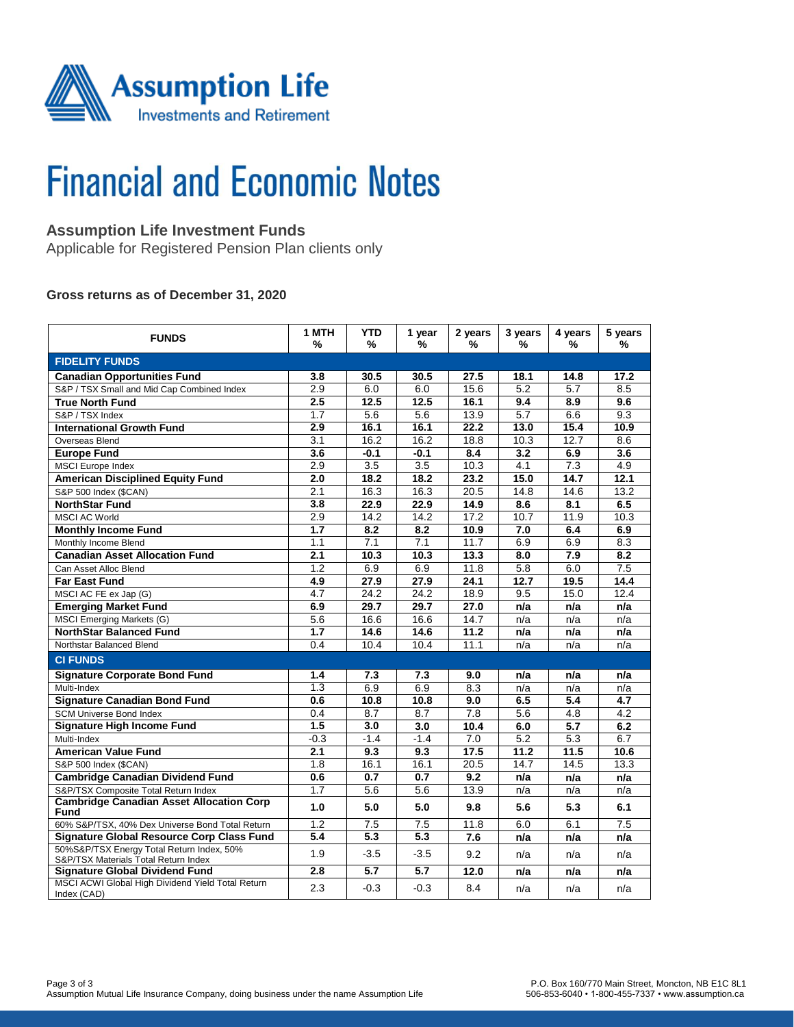Assumption Life
Investments and Retirement

# Financial and Economic Notes

## Assumption Life Investment Funds

Applicable for Registered Pension Plan clients only

### Gross returns as of December 31, 2020

| FUNDS | 1 MTH % | YTD % | 1 year % | 2 years % | 3 years % | 4 years % | 5 years % |
|---|---|---|---|---|---|---|---|
| **FIDELITY FUNDS** | | | | | | | |
| **Canadian Opportunities Fund** | **3.8** | **30.5** | **30.5** | **27.5** | **18.1** | **14.8** | **17.2** |
| S&P / TSX Small and Mid Cap Combined Index | 2.9 | 6.0 | 6.0 | 15.6 | 5.2 | 5.7 | 8.5 |
| **True North Fund** | **2.5** | **12.5** | **12.5** | **16.1** | **9.4** | **8.9** | **9.6** |
| S&P / TSX Index | 1.7 | 5.6 | 5.6 | 13.9 | 5.7 | 6.6 | 9.3 |
| **International Growth Fund** | **2.9** | **16.1** | **16.1** | **22.2** | **13.0** | **15.4** | **10.9** |
| Overseas Blend | 3.1 | 16.2 | 16.2 | 18.8 | 10.3 | 12.7 | 8.6 |
| **Europe Fund** | **3.6** | **-0.1** | **-0.1** | **8.4** | **3.2** | **6.9** | **3.6** |
| MSCI Europe Index | 2.9 | 3.5 | 3.5 | 10.3 | 4.1 | 7.3 | 4.9 |
| **American Disciplined Equity Fund** | **2.0** | **18.2** | **18.2** | **23.2** | **15.0** | **14.7** | **12.1** |
| S&P 500 Index ($CAN) | 2.1 | 16.3 | 16.3 | 20.5 | 14.8 | 14.6 | 13.2 |
| **NorthStar Fund** | **3.8** | **22.9** | **22.9** | **14.9** | **8.6** | **8.1** | **6.5** |
| MSCI AC World | 2.9 | 14.2 | 14.2 | 17.2 | 10.7 | 11.9 | 10.3 |
| **Monthly Income Fund** | **1.7** | **8.2** | **8.2** | **10.9** | **7.0** | **6.4** | **6.9** |
| Monthly Income Blend | 1.1 | 7.1 | 7.1 | 11.7 | 6.9 | 6.9 | 8.3 |
| **Canadian Asset Allocation Fund** | **2.1** | **10.3** | **10.3** | **13.3** | **8.0** | **7.9** | **8.2** |
| Can Asset Alloc Blend | 1.2 | 6.9 | 6.9 | 11.8 | 5.8 | 6.0 | 7.5 |
| **Far East Fund** | **4.9** | **27.9** | **27.9** | **24.1** | **12.7** | **19.5** | **14.4** |
| MSCI AC FE ex Jap (G) | 4.7 | 24.2 | 24.2 | 18.9 | 9.5 | 15.0 | 12.4 |
| **Emerging Market Fund** | **6.9** | **29.7** | **29.7** | **27.0** | **n/a** | **n/a** | **n/a** |
| MSCI Emerging Markets (G) | 5.6 | 16.6 | 16.6 | 14.7 | n/a | n/a | n/a |
| **NorthStar Balanced Fund** | **1.7** | **14.6** | **14.6** | **11.2** | **n/a** | **n/a** | **n/a** |
| Northstar Balanced Blend | 0.4 | 10.4 | 10.4 | 11.1 | n/a | n/a | n/a |
| **CI FUNDS** | | | | | | | |
| **Signature Corporate Bond Fund** | **1.4** | **7.3** | **7.3** | **9.0** | **n/a** | **n/a** | **n/a** |
| Multi-Index | 1.3 | 6.9 | 6.9 | 8.3 | n/a | n/a | n/a |
| **Signature Canadian Bond Fund** | **0.6** | **10.8** | **10.8** | **9.0** | **6.5** | **5.4** | **4.7** |
| SCM Universe Bond Index | 0.4 | 8.7 | 8.7 | 7.8 | 5.6 | 4.8 | 4.2 |
| **Signature High Income Fund** | **1.5** | **3.0** | **3.0** | **10.4** | **6.0** | **5.7** | **6.2** |
| Multi-Index | -0.3 | -1.4 | -1.4 | 7.0 | 5.2 | 5.3 | 6.7 |
| **American Value Fund** | **2.1** | **9.3** | **9.3** | **17.5** | **11.2** | **11.5** | **10.6** |
| S&P 500 Index ($CAN) | 1.8 | 16.1 | 16.1 | 20.5 | 14.7 | 14.5 | 13.3 |
| **Cambridge Canadian Dividend Fund** | **0.6** | **0.7** | **0.7** | **9.2** | **n/a** | **n/a** | **n/a** |
| S&P/TSX Composite Total Return Index | 1.7 | 5.6 | 5.6 | 13.9 | n/a | n/a | n/a |
| **Cambridge Canadian Asset Allocation Corp Fund** | **1.0** | **5.0** | **5.0** | **9.8** | **5.6** | **5.3** | **6.1** |
| 60% S&P/TSX, 40% Dex Universe Bond Total Return | 1.2 | 7.5 | 7.5 | 11.8 | 6.0 | 6.1 | 7.5 |
| **Signature Global Resource Corp Class Fund** | **5.4** | **5.3** | **5.3** | **7.6** | **n/a** | **n/a** | **n/a** |
| 50%S&P/TSX Energy Total Return Index, 50% S&P/TSX Materials Total Return Index | 1.9 | -3.5 | -3.5 | 9.2 | n/a | n/a | n/a |
| **Signature Global Dividend Fund** | **2.8** | **5.7** | **5.7** | **12.0** | **n/a** | **n/a** | **n/a** |
| MSCI ACWI Global High Dividend Yield Total Return Index (CAD) | 2.3 | -0.3 | -0.3 | 8.4 | n/a | n/a | n/a |

Assumption Mutual Life Insurance Company, doing business under the name Assumption Life

P.O. Box 160/770 Main Street, Moncton, NB E1C 8L1
506-853-6040 • 1-800-455-7337 • www.assumption.ca